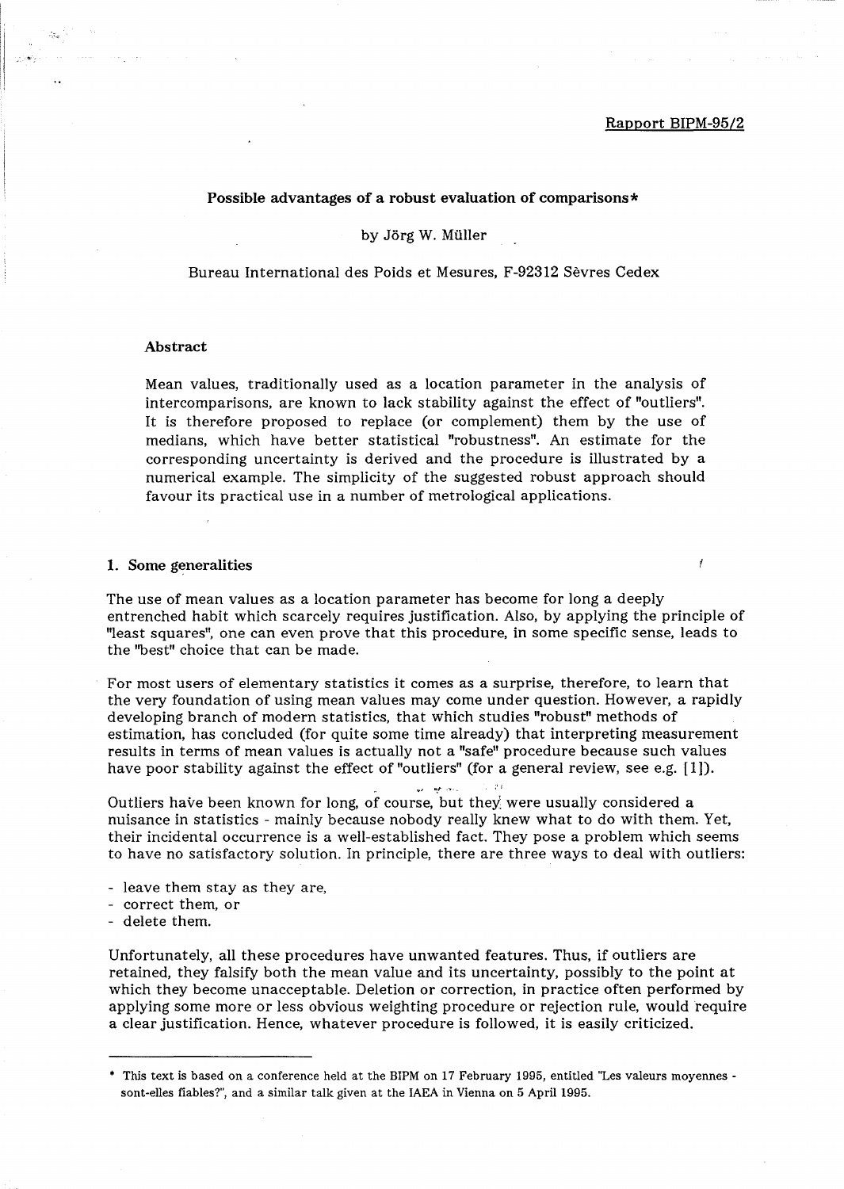Rapport BIPM-95/2

# Possible advantages of a robust evaluation of comparisons*

by Jörg W. Müller

Bureau International des Poids et Mesures, F-92312 Sèvres Cedex

### Abstract

Mean values, traditionally used as a location parameter in the analysis of intercomparisons, are known to lack stability against the effect of "outliers". It is therefore proposed to replace (or complement) them by the use of medians, which have better statistical "robustness". An estimate for the corresponding uncertainty is derived and the procedure is illustrated by a numerical example. The simplicity of the suggested robust approach should favour its practical use in a number of metrological applications.

## 1. Some generalities

The use of mean values as a location parameter has become for long a deeply entrenched habit which scarcely requires justification. Also, by applying the principle of "least squares", one can even prove that this procedure, in some specific sense, leads to the "best" choice that can be made.

For most users of elementary statistics it comes as a surprise, therefore, to learn that the very foundation of using mean values may come under question. However, a rapidly developing branch of modern statistics, that which studies "robust" methods of estimation, has concluded (for quite some time already) that interpreting measurement results in terms of mean values is actually not a "safe" procedure because such values have poor stability against the effect of "outliers" (for a general review, see e.g. [1]).

Outliers have been known for long, of course, but they were usually considered a nuisance in statistics - mainly because nobody really knew what to do with them. Yet, their incidental occurrence is a well-established fact. They pose a problem which seems to have no satisfactory solution. In principle, there are three ways to deal with outliers:

- leave them stay as they are,
- correct them, or
- delete them.

Unfortunately, all these procedures have unwanted features. Thus, if outliers are retained, they falsify both the mean value and its uncertainty, possibly to the point at which they become unacceptable. Deletion or correction, in practice often performed by applying some more or less obvious weighting procedure or rejection rule, would require a clear justification. Hence, whatever procedure is followed, it is easily criticized.

---

* This text is based on a conference held at the BIPM on 17 February 1995, entitled "Les valeurs moyennes - sont-elles fiables?", and a similar talk given at the IAEA in Vienna on 5 April 1995.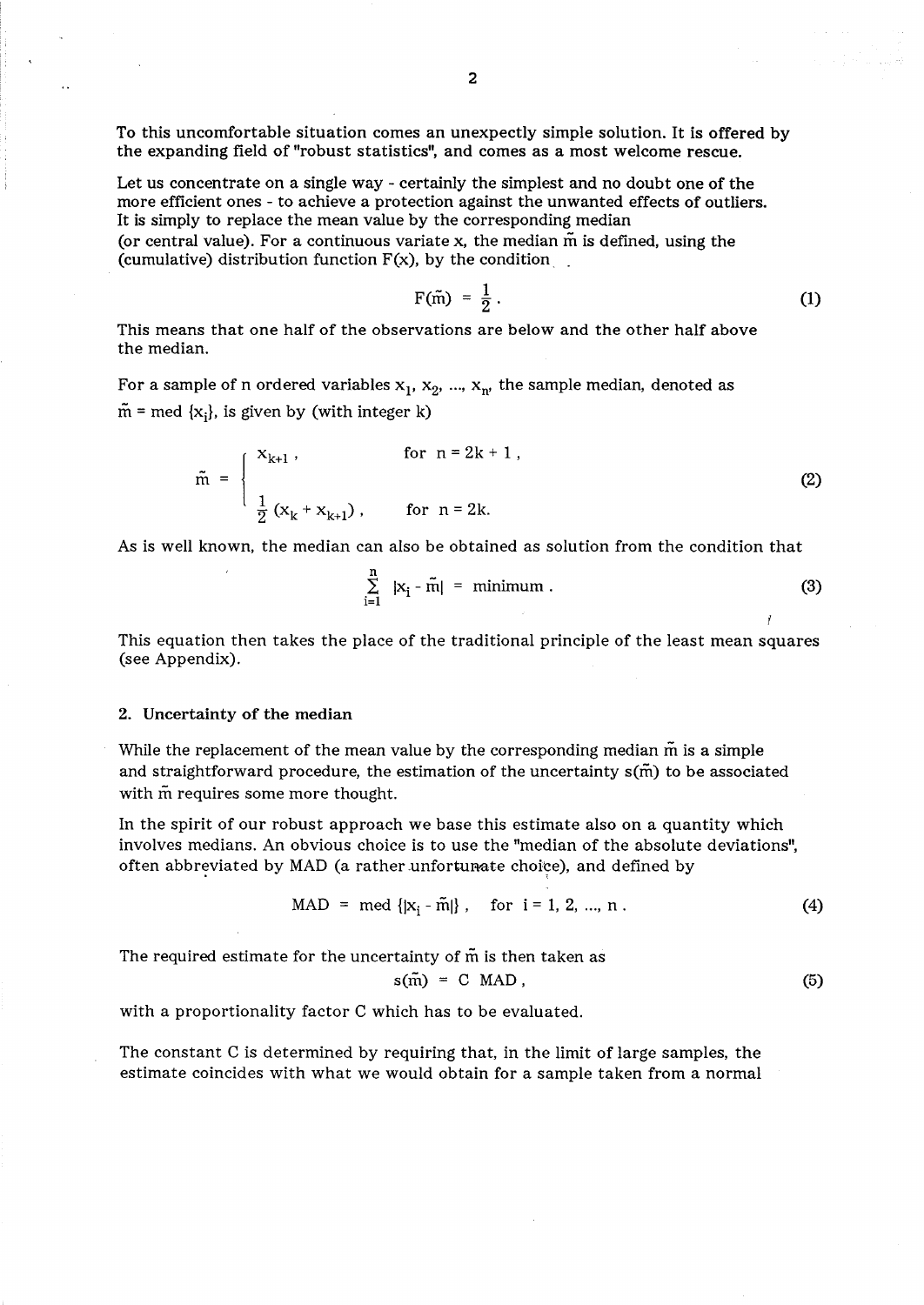To this uncomfortable situation comes an unexpectly simple solution. It is offered by the expanding field of "robust statistics", and comes as a most welcome rescue.

Let us concentrate on a single way - certainly the simplest and no doubt one of the more efficient ones - to achieve a protection against the unwanted effects of outliers. It is simply to replace the mean value by the corresponding median (or central value). For a continuous variate x, the median $\tilde{m}$ is defined, using the (cumulative) distribution function F(x), by the condition

$$F(\tilde{m}) = \frac{1}{2} . \tag{1}$$

This means that one half of the observations are below and the other half above the median.

For a sample of n ordered variables $x_1, x_2, ..., x_n$, the sample median, denoted as $\tilde{m}$ = med $\{x_i\}$, is given by (with integer k)

$$\tilde{m} = \begin{cases} x_{k+1} , & \text{for } n = 2k + 1 , \\ \frac{1}{2}(x_k + x_{k+1}) , & \text{for } n = 2k. \end{cases} \tag{2}$$

As is well known, the median can also be obtained as solution from the condition that

$$\sum_{i=1}^{n} |x_i - \tilde{m}| = \text{minimum} . \tag{3}$$

This equation then takes the place of the traditional principle of the least mean squares (see Appendix).

## 2. Uncertainty of the median

While the replacement of the mean value by the corresponding median $\tilde{m}$ is a simple and straightforward procedure, the estimation of the uncertainty $s(\tilde{m})$ to be associated with $\tilde{m}$ requires some more thought.

In the spirit of our robust approach we base this estimate also on a quantity which involves medians. An obvious choice is to use the "median of the absolute deviations", often abbreviated by MAD (a rather unfortunate choice), and defined by

$$\text{MAD} = \text{med} \{|x_i - \tilde{m}|\} , \quad \text{for } i = 1, 2, ..., n . \tag{4}$$

The required estimate for the uncertainty of $\tilde{m}$ is then taken as

$$s(\tilde{m}) = C \text{ MAD} , \tag{5}$$

with a proportionality factor C which has to be evaluated.

The constant C is determined by requiring that, in the limit of large samples, the estimate coincides with what we would obtain for a sample taken from a normal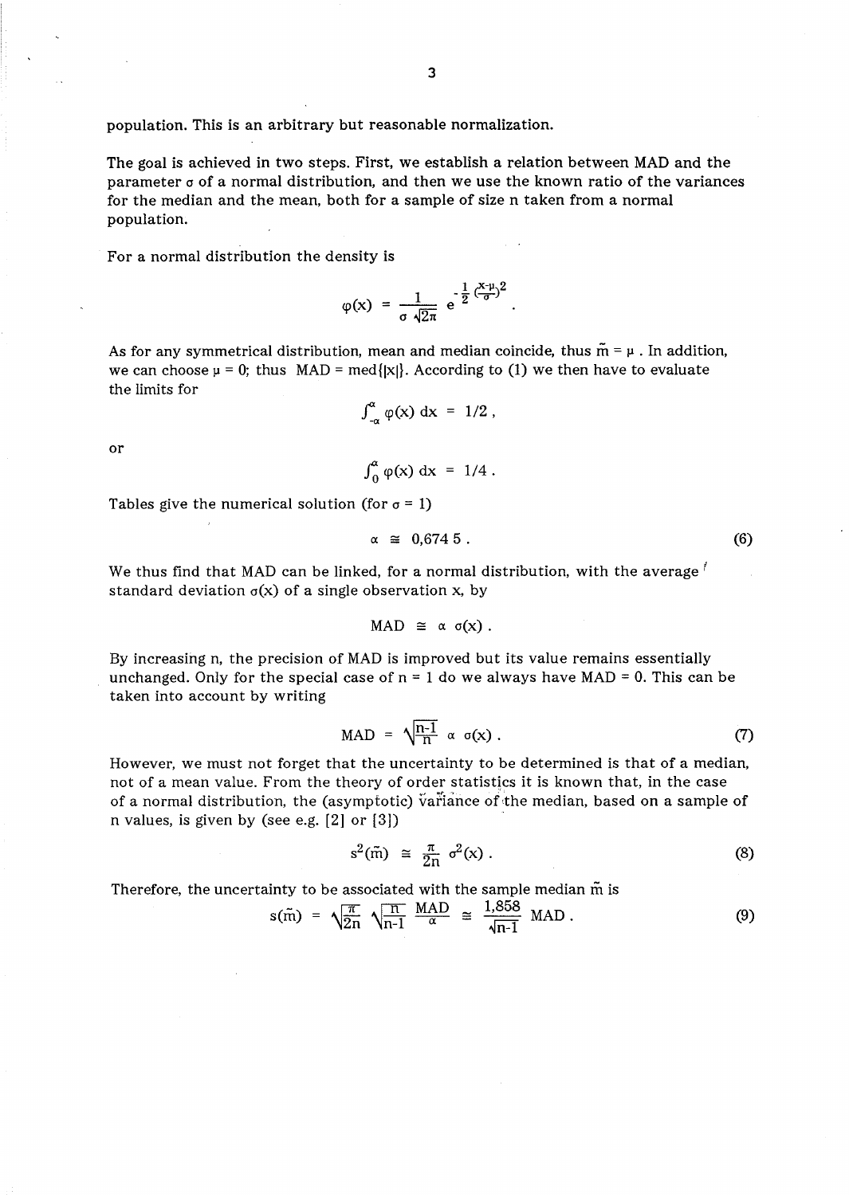population. This is an arbitrary but reasonable normalization.

The goal is achieved in two steps. First, we establish a relation between MAD and the parameter $\sigma$ of a normal distribution, and then we use the known ratio of the variances for the median and the mean, both for a sample of size n taken from a normal population.

For a normal distribution the density is

$$\varphi(x) = \frac{1}{\sigma\sqrt{2\pi}} e^{-\frac{1}{2}\left(\frac{x-\mu}{\sigma}\right)^2} .$$

As for any symmetrical distribution, mean and median coincide, thus $\tilde{m} = \mu$ . In addition, we can choose $\mu = 0$; thus MAD = med{|x|}. According to (1) we then have to evaluate the limits for

$$\int_{-\alpha}^{\alpha} \varphi(x)\, dx = 1/2 ,$$

or

$$\int_{0}^{\alpha} \varphi(x)\, dx = 1/4 .$$

Tables give the numerical solution (for $\sigma = 1$)

$$\alpha \cong 0{,}674\,5 . \tag{6}$$

We thus find that MAD can be linked, for a normal distribution, with the average standard deviation $\sigma(x)$ of a single observation x, by

$$\text{MAD} \cong \alpha\, \sigma(x) .$$

By increasing n, the precision of MAD is improved but its value remains essentially unchanged. Only for the special case of n = 1 do we always have MAD = 0. This can be taken into account by writing

$$\text{MAD} = \sqrt{\frac{n-1}{n}}\, \alpha\, \sigma(x) . \tag{7}$$

However, we must not forget that the uncertainty to be determined is that of a median, not of a mean value. From the theory of order statistics it is known that, in the case of a normal distribution, the (asymptotic) variance of the median, based on a sample of n values, is given by (see e.g. [2] or [3])

$$s^2(\tilde{m}) \cong \frac{\pi}{2n}\, \sigma^2(x) . \tag{8}$$

Therefore, the uncertainty to be associated with the sample median $\tilde{m}$ is

$$s(\tilde{m}) = \sqrt{\frac{\pi}{2n}}\, \sqrt{\frac{n}{n-1}}\, \frac{\text{MAD}}{\alpha} \cong \frac{1{,}858}{\sqrt{n-1}}\, \text{MAD} . \tag{9}$$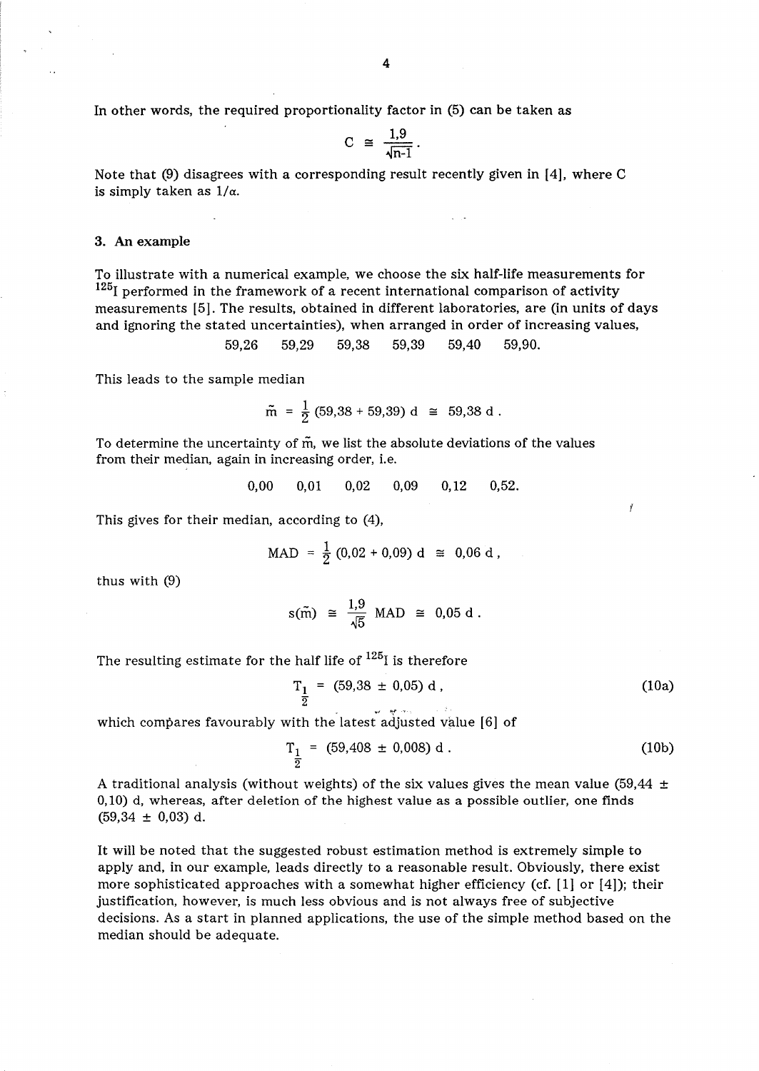In other words, the required proportionality factor in (5) can be taken as

$$C \cong \frac{1{,}9}{\sqrt{n-1}} .$$

Note that (9) disagrees with a corresponding result recently given in [4], where C is simply taken as $1/\alpha$.

## 3. An example

To illustrate with a numerical example, we choose the six half-life measurements for $^{125}$I performed in the framework of a recent international comparison of activity measurements [5]. The results, obtained in different laboratories, are (in units of days and ignoring the stated uncertainties), when arranged in order of increasing values,

59,26 59,29 59,38 59,39 59,40 59,90.

This leads to the sample median

$$\tilde{m} = \frac{1}{2}(59{,}38 + 59{,}39)\ \mathrm{d} \cong 59{,}38\ \mathrm{d} .$$

To determine the uncertainty of $\tilde{m}$, we list the absolute deviations of the values from their median, again in increasing order, i.e.

0,00 0,01 0,02 0,09 0,12 0,52.

This gives for their median, according to (4),

$$\mathrm{MAD} = \frac{1}{2}(0{,}02 + 0{,}09)\ \mathrm{d} \cong 0{,}06\ \mathrm{d} ,$$

thus with (9)

$$s(\tilde{m}) \cong \frac{1{,}9}{\sqrt{5}}\ \mathrm{MAD} \cong 0{,}05\ \mathrm{d} .$$

The resulting estimate for the half life of $^{125}$I is therefore

$$T_{\frac{1}{2}} = (59{,}38 \pm 0{,}05)\ \mathrm{d} , \tag{10a}$$

which compares favourably with the latest adjusted value [6] of

$$T_{\frac{1}{2}} = (59{,}408 \pm 0{,}008)\ \mathrm{d} . \tag{10b}$$

A traditional analysis (without weights) of the six values gives the mean value (59,44 ± 0,10) d, whereas, after deletion of the highest value as a possible outlier, one finds (59,34 ± 0,03) d.

It will be noted that the suggested robust estimation method is extremely simple to apply and, in our example, leads directly to a reasonable result. Obviously, there exist more sophisticated approaches with a somewhat higher efficiency (cf. [1] or [4]); their justification, however, is much less obvious and is not always free of subjective decisions. As a start in planned applications, the use of the simple method based on the median should be adequate.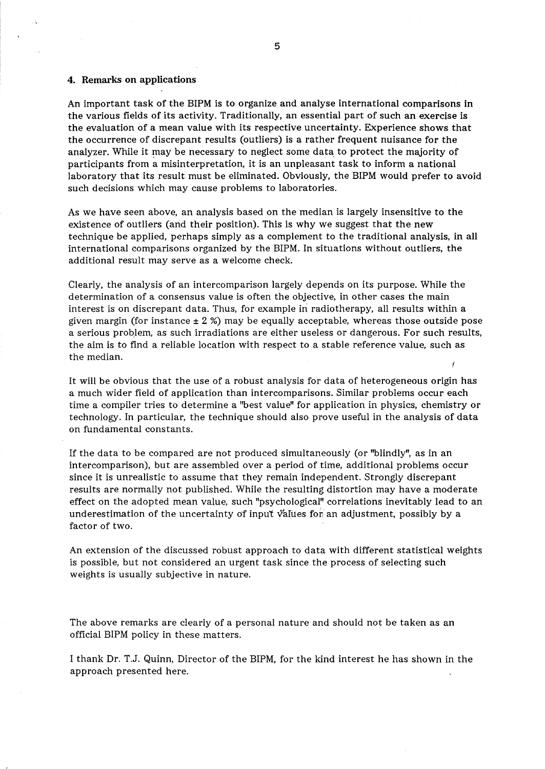## 4. Remarks on applications

An important task of the BIPM is to organize and analyse international comparisons in the various fields of its activity. Traditionally, an essential part of such an exercise is the evaluation of a mean value with its respective uncertainty. Experience shows that the occurrence of discrepant results (outliers) is a rather frequent nuisance for the analyzer. While it may be necessary to neglect some data to protect the majority of participants from a misinterpretation, it is an unpleasant task to inform a national laboratory that its result must be eliminated. Obviously, the BIPM would prefer to avoid such decisions which may cause problems to laboratories.

As we have seen above, an analysis based on the median is largely insensitive to the existence of outliers (and their position). This is why we suggest that the new technique be applied, perhaps simply as a complement to the traditional analysis, in all international comparisons organized by the BIPM. In situations without outliers, the additional result may serve as a welcome check.

Clearly, the analysis of an intercomparison largely depends on its purpose. While the determination of a consensus value is often the objective, in other cases the main interest is on discrepant data. Thus, for example in radiotherapy, all results within a given margin (for instance $\pm$ 2 %) may be equally acceptable, whereas those outside pose a serious problem, as such irradiations are either useless or dangerous. For such results, the aim is to find a reliable location with respect to a stable reference value, such as the median.

It will be obvious that the use of a robust analysis for data of heterogeneous origin has a much wider field of application than intercomparisons. Similar problems occur each time a compiler tries to determine a "best value" for application in physics, chemistry or technology. In particular, the technique should also prove useful in the analysis of data on fundamental constants.

If the data to be compared are not produced simultaneously (or "blindly", as in an intercomparison), but are assembled over a period of time, additional problems occur since it is unrealistic to assume that they remain independent. Strongly discrepant results are normally not published. While the resulting distortion may have a moderate effect on the adopted mean value, such "psychological" correlations inevitably lead to an underestimation of the uncertainty of input values for an adjustment, possibly by a factor of two.

An extension of the discussed robust approach to data with different statistical weights is possible, but not considered an urgent task since the process of selecting such weights is usually subjective in nature.

The above remarks are clearly of a personal nature and should not be taken as an official BIPM policy in these matters.

I thank Dr. T.J. Quinn, Director of the BIPM, for the kind interest he has shown in the approach presented here.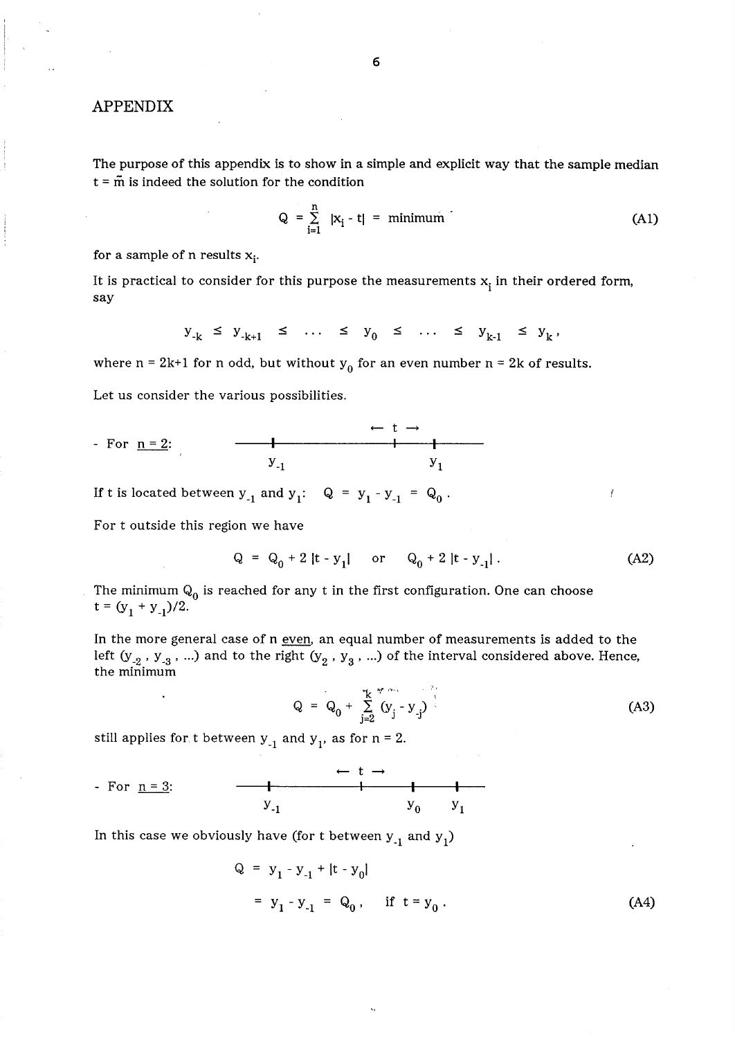## APPENDIX

The purpose of this appendix is to show in a simple and explicit way that the sample median $t = \tilde{m}$ is indeed the solution for the condition

$$Q = \sum_{i=1}^{n} |x_i - t| = \text{minimum} \tag{A1}$$

for a sample of n results $x_i$.

It is practical to consider for this purpose the measurements $x_i$ in their ordered form, say

$$y_{-k} \leq y_{-k+1} \leq \ldots \leq y_0 \leq \ldots \leq y_{k-1} \leq y_k ,$$

where $n = 2k+1$ for n odd, but without $y_0$ for an even number $n = 2k$ of results.

Let us consider the various possibilities.

- For n = 2: (diagram: points $y_{-1}$ and $y_1$ on a line, with $t$ movable between them)

If t is located between $y_{-1}$ and $y_1$: $Q = y_1 - y_{-1} = Q_0$.

For t outside this region we have

$$Q = Q_0 + 2\,|t - y_1| \quad \text{or} \quad Q_0 + 2\,|t - y_{-1}| . \tag{A2}$$

The minimum $Q_0$ is reached for any t in the first configuration. One can choose $t = (y_1 + y_{-1})/2$.

In the more general case of n even, an equal number of measurements is added to the left $(y_{-2}, y_{-3}, \ldots)$ and to the right $(y_2, y_3, \ldots)$ of the interval considered above. Hence, the minimum

$$Q = Q_0 + \sum_{j=2}^{k} (y_j - y_{-j}) \tag{A3}$$

still applies for t between $y_{-1}$ and $y_1$, as for n = 2.

- For n = 3: (diagram: points $y_{-1}$, $y_0$ and $y_1$ on a line, with $t$ movable)

In this case we obviously have (for t between $y_{-1}$ and $y_1$)

$$\begin{aligned} Q &= y_1 - y_{-1} + |t - y_0| \\ &= y_1 - y_{-1} = Q_0 , \quad \text{if } t = y_0 . \end{aligned} \tag{A4}$$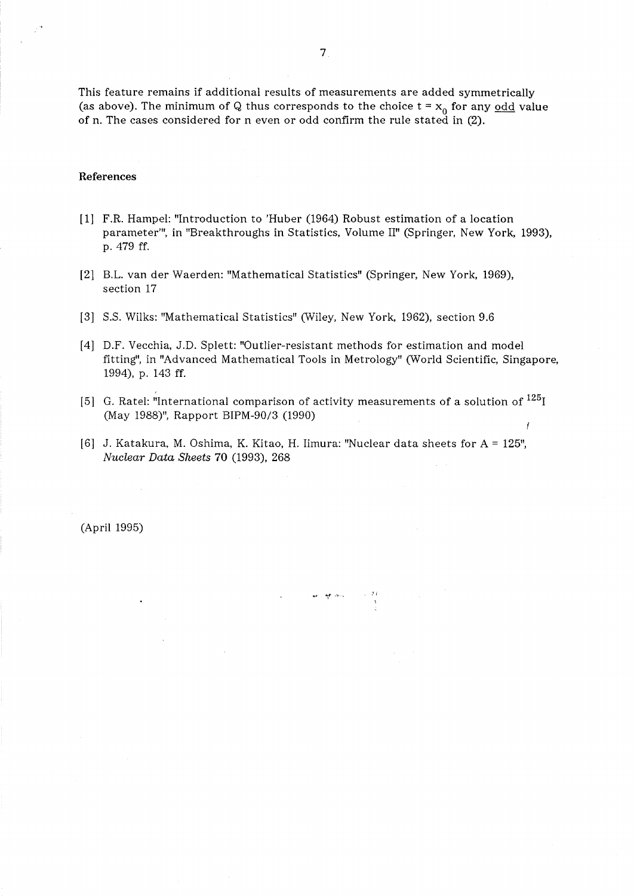This feature remains if additional results of measurements are added symmetrically (as above). The minimum of Q thus corresponds to the choice $t = x_0$ for any odd value of n. The cases considered for n even or odd confirm the rule stated in (2).

## References

[1] F.R. Hampel: "Introduction to 'Huber (1964) Robust estimation of a location parameter'", in "Breakthroughs in Statistics, Volume II" (Springer, New York, 1993), p. 479 ff.

[2] B.L. van der Waerden: "Mathematical Statistics" (Springer, New York, 1969), section 17

[3] S.S. Wilks: "Mathematical Statistics" (Wiley, New York, 1962), section 9.6

[4] D.F. Vecchia, J.D. Splett: "Outlier-resistant methods for estimation and model fitting", in "Advanced Mathematical Tools in Metrology" (World Scientific, Singapore, 1994), p. 143 ff.

[5] G. Ratel: "International comparison of activity measurements of a solution of $^{125}I$ (May 1988)", Rapport BIPM-90/3 (1990)

[6] J. Katakura, M. Oshima, K. Kitao, H. Iimura: "Nuclear data sheets for A = 125", *Nuclear Data Sheets* 70 (1993), 268

(April 1995)